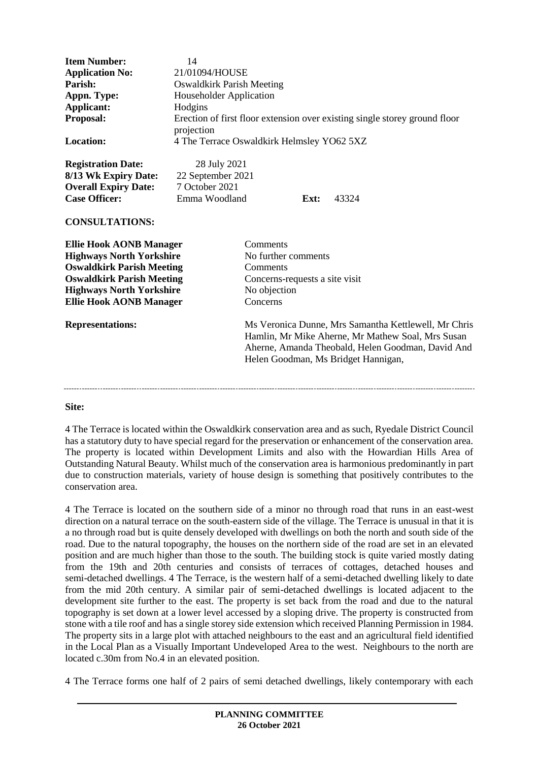| | | | |
|---|---|---|---|
| **Item Number:** | 14 | | |
| **Application No:** | 21/01094/HOUSE | | |
| **Parish:** | Oswaldkirk Parish Meeting | | |
| **Appn. Type:** | Householder Application | | |
| **Applicant:** | Hodgins | | |
| **Proposal:** | Erection of first floor extension over existing single storey ground floor projection | | |
| **Location:** | 4 The Terrace Oswaldkirk Helmsley YO62 5XZ | | |
| **Registration Date:** | 28 July 2021 | | |
| **8/13 Wk Expiry Date:** | 22 September 2021 | | |
| **Overall Expiry Date:** | 7 October 2021 | | |
| **Case Officer:** | Emma Woodland | **Ext:** | 43324 |

**CONSULTATIONS:**

| | |
|---|---|
| **Ellie Hook AONB Manager** | Comments |
| **Highways North Yorkshire** | No further comments |
| **Oswaldkirk Parish Meeting** | Comments |
| **Oswaldkirk Parish Meeting** | Concerns-requests a site visit |
| **Highways North Yorkshire** | No objection |
| **Ellie Hook AONB Manager** | Concerns |

**Representations:** Ms Veronica Dunne, Mrs Samantha Kettlewell, Mr Chris Hamlin, Mr Mike Aherne, Mr Mathew Soal, Mrs Susan Aherne, Amanda Theobald, Helen Goodman, David And Helen Goodman, Ms Bridget Hannigan,

---

**Site:**

4 The Terrace is located within the Oswaldkirk conservation area and as such, Ryedale District Council has a statutory duty to have special regard for the preservation or enhancement of the conservation area. The property is located within Development Limits and also with the Howardian Hills Area of Outstanding Natural Beauty. Whilst much of the conservation area is harmonious predominantly in part due to construction materials, variety of house design is something that positively contributes to the conservation area.

4 The Terrace is located on the southern side of a minor no through road that runs in an east-west direction on a natural terrace on the south-eastern side of the village. The Terrace is unusual in that it is a no through road but is quite densely developed with dwellings on both the north and south side of the road. Due to the natural topography, the houses on the northern side of the road are set in an elevated position and are much higher than those to the south. The building stock is quite varied mostly dating from the 19th and 20th centuries and consists of terraces of cottages, detached houses and semi-detached dwellings. 4 The Terrace, is the western half of a semi-detached dwelling likely to date from the mid 20th century. A similar pair of semi-detached dwellings is located adjacent to the development site further to the east. The property is set back from the road and due to the natural topography is set down at a lower level accessed by a sloping drive. The property is constructed from stone with a tile roof and has a single storey side extension which received Planning Permission in 1984. The property sits in a large plot with attached neighbours to the east and an agricultural field identified in the Local Plan as a Visually Important Undeveloped Area to the west. Neighbours to the north are located c.30m from No.4 in an elevated position.

4 The Terrace forms one half of 2 pairs of semi detached dwellings, likely contemporary with each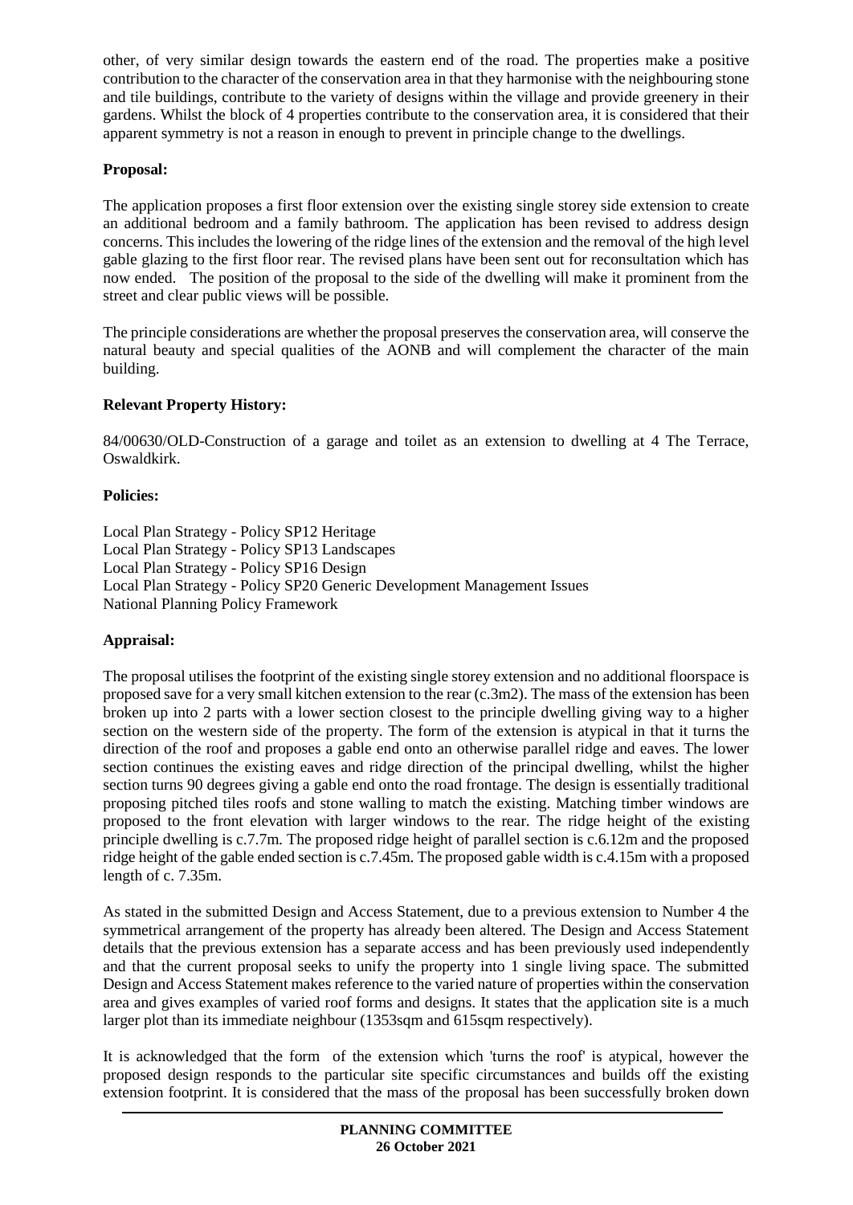other, of very similar design towards the eastern end of the road. The properties make a positive contribution to the character of the conservation area in that they harmonise with the neighbouring stone and tile buildings, contribute to the variety of designs within the village and provide greenery in their gardens. Whilst the block of 4 properties contribute to the conservation area, it is considered that their apparent symmetry is not a reason in enough to prevent in principle change to the dwellings.

**Proposal:**

The application proposes a first floor extension over the existing single storey side extension to create an additional bedroom and a family bathroom. The application has been revised to address design concerns. This includes the lowering of the ridge lines of the extension and the removal of the high level gable glazing to the first floor rear. The revised plans have been sent out for reconsultation which has now ended. The position of the proposal to the side of the dwelling will make it prominent from the street and clear public views will be possible.

The principle considerations are whether the proposal preserves the conservation area, will conserve the natural beauty and special qualities of the AONB and will complement the character of the main building.

**Relevant Property History:**

84/00630/OLD-Construction of a garage and toilet as an extension to dwelling at 4 The Terrace, Oswaldkirk.

**Policies:**

Local Plan Strategy - Policy SP12 Heritage
Local Plan Strategy - Policy SP13 Landscapes
Local Plan Strategy - Policy SP16 Design
Local Plan Strategy - Policy SP20 Generic Development Management Issues
National Planning Policy Framework

**Appraisal:**

The proposal utilises the footprint of the existing single storey extension and no additional floorspace is proposed save for a very small kitchen extension to the rear (c.3m2). The mass of the extension has been broken up into 2 parts with a lower section closest to the principle dwelling giving way to a higher section on the western side of the property. The form of the extension is atypical in that it turns the direction of the roof and proposes a gable end onto an otherwise parallel ridge and eaves. The lower section continues the existing eaves and ridge direction of the principal dwelling, whilst the higher section turns 90 degrees giving a gable end onto the road frontage. The design is essentially traditional proposing pitched tiles roofs and stone walling to match the existing. Matching timber windows are proposed to the front elevation with larger windows to the rear. The ridge height of the existing principle dwelling is c.7.7m. The proposed ridge height of parallel section is c.6.12m and the proposed ridge height of the gable ended section is c.7.45m. The proposed gable width is c.4.15m with a proposed length of c. 7.35m.

As stated in the submitted Design and Access Statement, due to a previous extension to Number 4 the symmetrical arrangement of the property has already been altered. The Design and Access Statement details that the previous extension has a separate access and has been previously used independently and that the current proposal seeks to unify the property into 1 single living space. The submitted Design and Access Statement makes reference to the varied nature of properties within the conservation area and gives examples of varied roof forms and designs. It states that the application site is a much larger plot than its immediate neighbour (1353sqm and 615sqm respectively).

It is acknowledged that the form of the extension which 'turns the roof' is atypical, however the proposed design responds to the particular site specific circumstances and builds off the existing extension footprint. It is considered that the mass of the proposal has been successfully broken down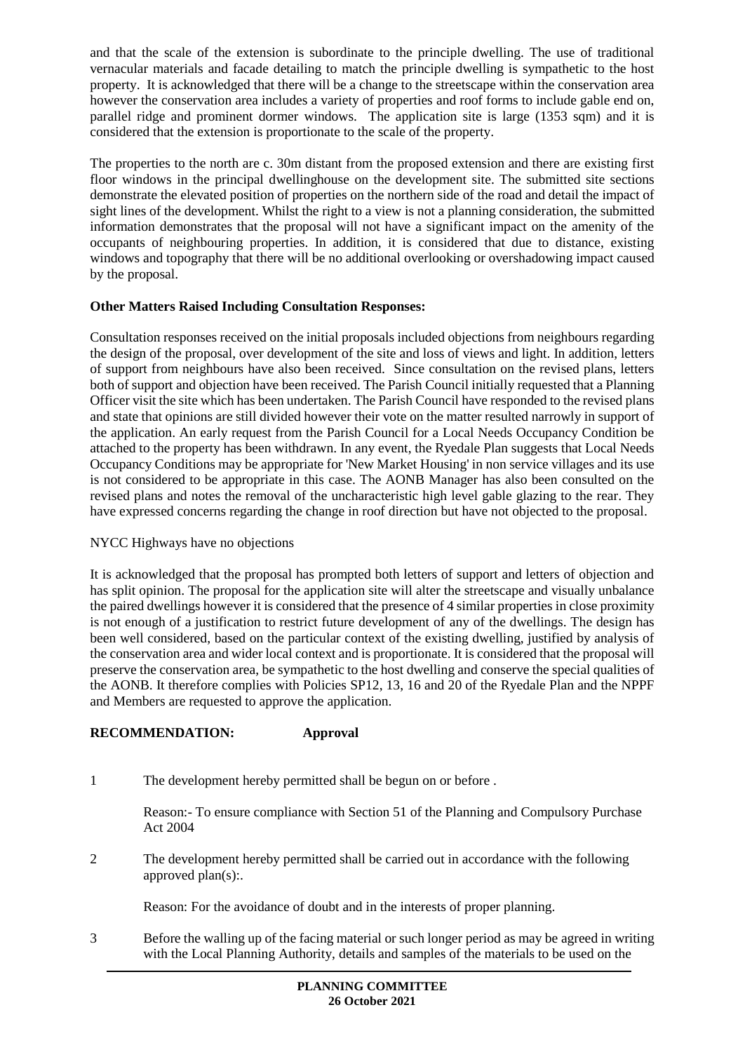and that the scale of the extension is subordinate to the principle dwelling. The use of traditional vernacular materials and facade detailing to match the principle dwelling is sympathetic to the host property. It is acknowledged that there will be a change to the streetscape within the conservation area however the conservation area includes a variety of properties and roof forms to include gable end on, parallel ridge and prominent dormer windows. The application site is large (1353 sqm) and it is considered that the extension is proportionate to the scale of the property.

The properties to the north are c. 30m distant from the proposed extension and there are existing first floor windows in the principal dwellinghouse on the development site. The submitted site sections demonstrate the elevated position of properties on the northern side of the road and detail the impact of sight lines of the development. Whilst the right to a view is not a planning consideration, the submitted information demonstrates that the proposal will not have a significant impact on the amenity of the occupants of neighbouring properties. In addition, it is considered that due to distance, existing windows and topography that there will be no additional overlooking or overshadowing impact caused by the proposal.

**Other Matters Raised Including Consultation Responses:**

Consultation responses received on the initial proposals included objections from neighbours regarding the design of the proposal, over development of the site and loss of views and light. In addition, letters of support from neighbours have also been received. Since consultation on the revised plans, letters both of support and objection have been received. The Parish Council initially requested that a Planning Officer visit the site which has been undertaken. The Parish Council have responded to the revised plans and state that opinions are still divided however their vote on the matter resulted narrowly in support of the application. An early request from the Parish Council for a Local Needs Occupancy Condition be attached to the property has been withdrawn. In any event, the Ryedale Plan suggests that Local Needs Occupancy Conditions may be appropriate for 'New Market Housing' in non service villages and its use is not considered to be appropriate in this case. The AONB Manager has also been consulted on the revised plans and notes the removal of the uncharacteristic high level gable glazing to the rear. They have expressed concerns regarding the change in roof direction but have not objected to the proposal.

NYCC Highways have no objections

It is acknowledged that the proposal has prompted both letters of support and letters of objection and has split opinion. The proposal for the application site will alter the streetscape and visually unbalance the paired dwellings however it is considered that the presence of 4 similar properties in close proximity is not enough of a justification to restrict future development of any of the dwellings. The design has been well considered, based on the particular context of the existing dwelling, justified by analysis of the conservation area and wider local context and is proportionate. It is considered that the proposal will preserve the conservation area, be sympathetic to the host dwelling and conserve the special qualities of the AONB. It therefore complies with Policies SP12, 13, 16 and 20 of the Ryedale Plan and the NPPF and Members are requested to approve the application.

**RECOMMENDATION: Approval**

1 The development hereby permitted shall be begun on or before .

Reason:- To ensure compliance with Section 51 of the Planning and Compulsory Purchase Act 2004

2 The development hereby permitted shall be carried out in accordance with the following approved plan(s):.

Reason: For the avoidance of doubt and in the interests of proper planning.

3 Before the walling up of the facing material or such longer period as may be agreed in writing with the Local Planning Authority, details and samples of the materials to be used on the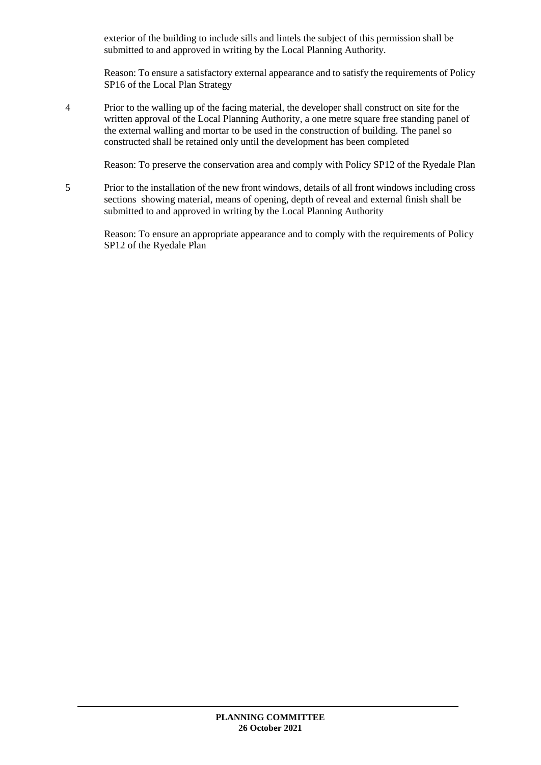exterior of the building to include sills and lintels the subject of this permission shall be submitted to and approved in writing by the Local Planning Authority.

Reason: To ensure a satisfactory external appearance and to satisfy the requirements of Policy SP16 of the Local Plan Strategy

4 Prior to the walling up of the facing material, the developer shall construct on site for the written approval of the Local Planning Authority, a one metre square free standing panel of the external walling and mortar to be used in the construction of building. The panel so constructed shall be retained only until the development has been completed

Reason: To preserve the conservation area and comply with Policy SP12 of the Ryedale Plan

5 Prior to the installation of the new front windows, details of all front windows including cross sections showing material, means of opening, depth of reveal and external finish shall be submitted to and approved in writing by the Local Planning Authority

Reason: To ensure an appropriate appearance and to comply with the requirements of Policy SP12 of the Ryedale Plan